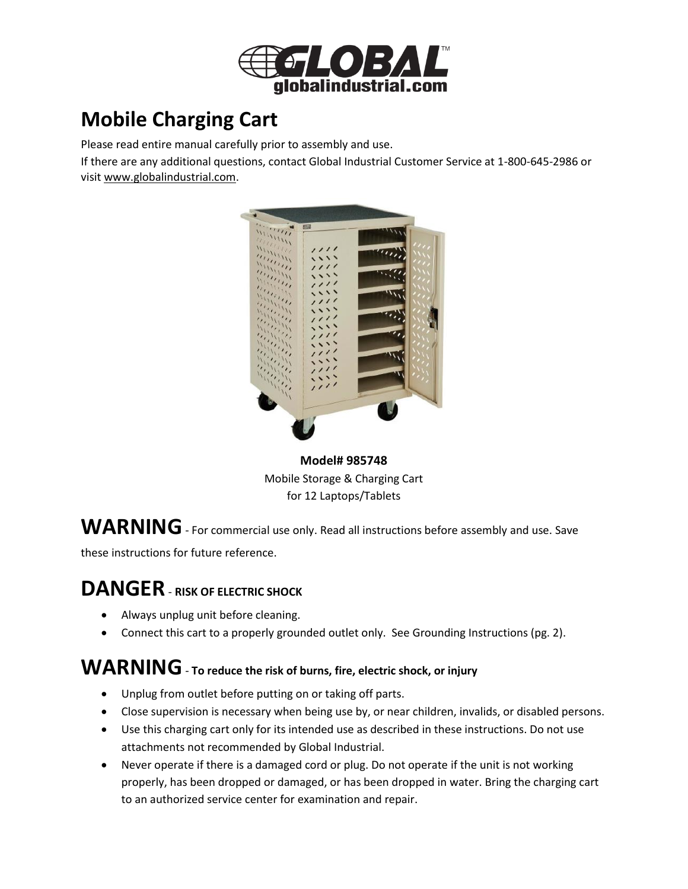# Mobile Charging Cart

Please read entire manual carefully prior to assembly and use.

If there are any additional questions, contact Global Industrial Customer Service at 1-800-645-2986 or visit www.globalindustrial.com.

**Model# 985748**

Mobile Storage & Charging Cart

for 12 Laptops/Tablets

## WARNING - For commercial use only. Read all instructions before assembly and use. Save these instructions for future reference.

## DANGER - RISK OF ELECTRIC SHOCK

- Always unplug unit before cleaning.
- Connect this cart to a properly grounded outlet only. See Grounding Instructions (pg. 2).

## WARNING - To reduce the risk of burns, fire, electric shock, or injury

- Unplug from outlet before putting on or taking off parts.
- Close supervision is necessary when being use by, or near children, invalids, or disabled persons.
- Use this charging cart only for its intended use as described in these instructions. Do not use attachments not recommended by Global Industrial.
- Never operate if there is a damaged cord or plug. Do not operate if the unit is not working properly, has been dropped or damaged, or has been dropped in water. Bring the charging cart to an authorized service center for examination and repair.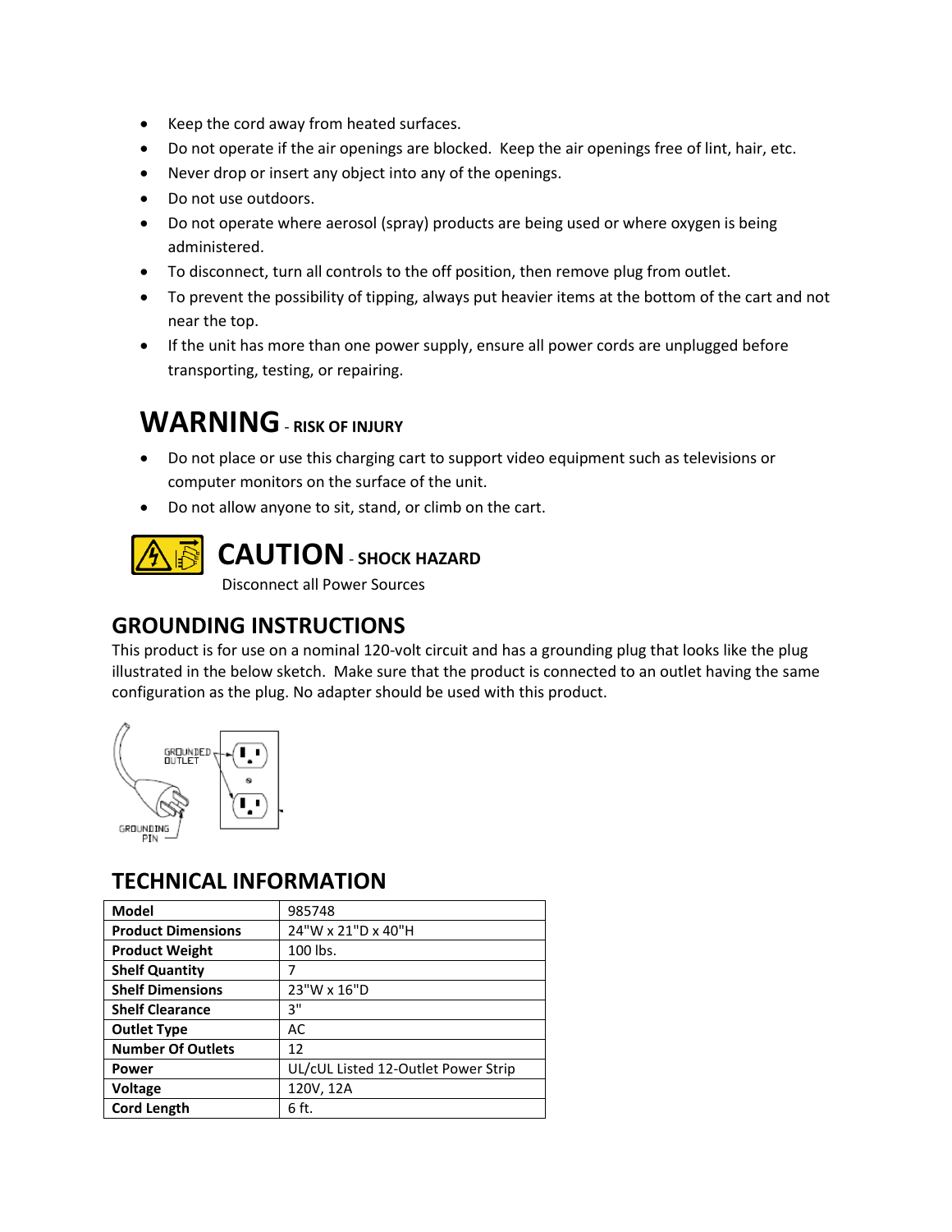- Keep the cord away from heated surfaces.
- Do not operate if the air openings are blocked. Keep the air openings free of lint, hair, etc.
- Never drop or insert any object into any of the openings.
- Do not use outdoors.
- Do not operate where aerosol (spray) products are being used or where oxygen is being administered.
- To disconnect, turn all controls to the off position, then remove plug from outlet.
- To prevent the possibility of tipping, always put heavier items at the bottom of the cart and not near the top.
- If the unit has more than one power supply, ensure all power cords are unplugged before transporting, testing, or repairing.

# WARNING - RISK OF INJURY

- Do not place or use this charging cart to support video equipment such as televisions or computer monitors on the surface of the unit.
- Do not allow anyone to sit, stand, or climb on the cart.

# CAUTION - SHOCK HAZARD

Disconnect all Power Sources

## GROUNDING INSTRUCTIONS

This product is for use on a nominal 120-volt circuit and has a grounding plug that looks like the plug illustrated in the below sketch. Make sure that the product is connected to an outlet having the same configuration as the plug. No adapter should be used with this product.

GROUNDED OUTLET

GROUNDING PIN

## TECHNICAL INFORMATION

| | |
|---|---|
| **Model** | 985748 |
| **Product Dimensions** | 24"W x 21"D x 40"H |
| **Product Weight** | 100 lbs. |
| **Shelf Quantity** | 7 |
| **Shelf Dimensions** | 23"W x 16"D |
| **Shelf Clearance** | 3" |
| **Outlet Type** | AC |
| **Number Of Outlets** | 12 |
| **Power** | UL/cUL Listed 12-Outlet Power Strip |
| **Voltage** | 120V, 12A |
| **Cord Length** | 6 ft. |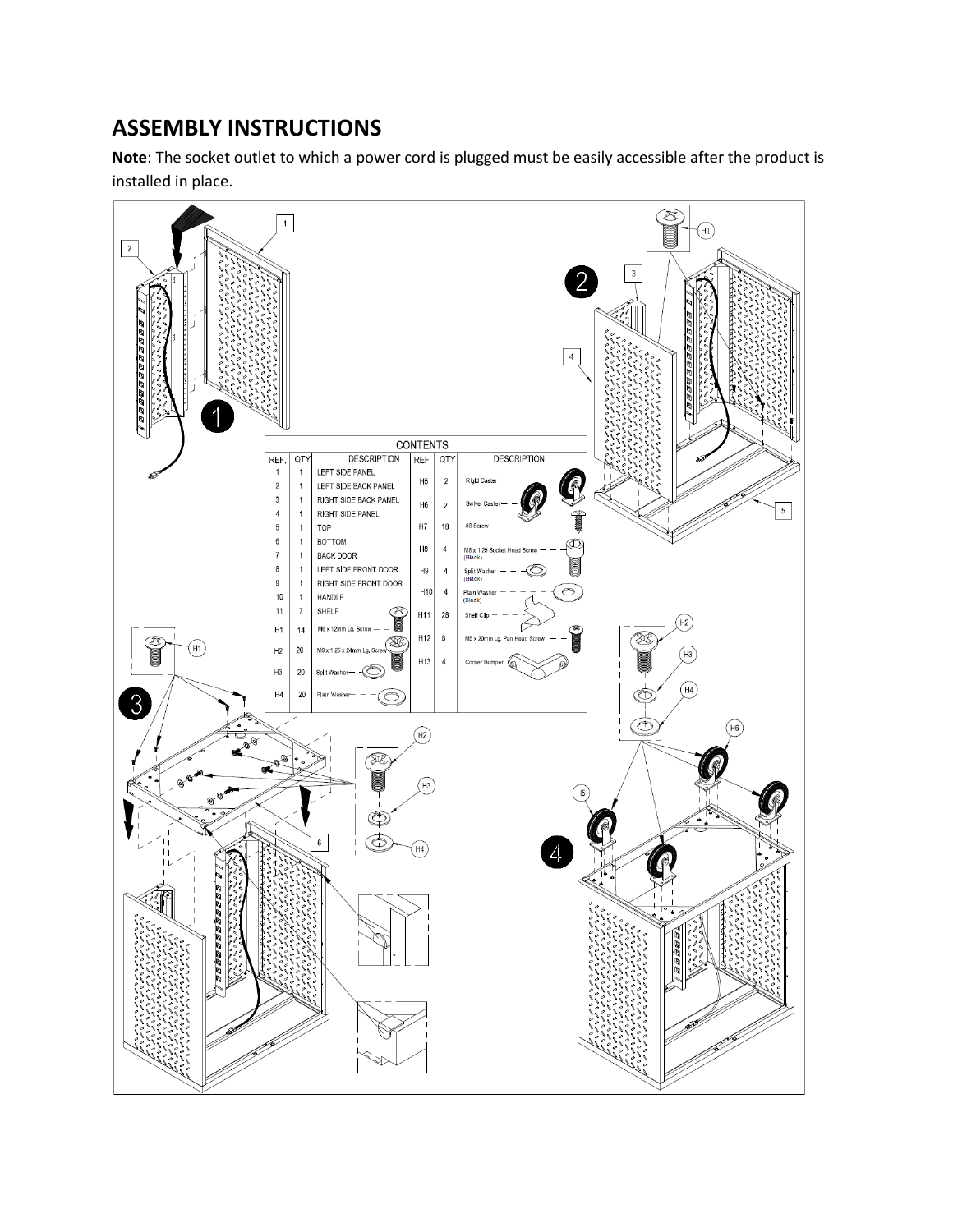## ASSEMBLY INSTRUCTIONS

**Note**: The socket outlet to which a power cord is plugged must be easily accessible after the product is installed in place.

| CONTENTS | | | | | |
|---|---|---|---|---|---|
| REF. | QTY. | DESCRIPTION | REF. | QTY. | DESCRIPTION |
| 1 | 1 | LEFT SIDE PANEL | H5 | 2 | Rigid Caster |
| 2 | 1 | LEFT SIDE BACK PANEL | | | |
| 3 | 1 | RIGHT SIDE BACK PANEL | H6 | 2 | Swivel Caster |
| 4 | 1 | RIGHT SIDE PANEL | | | |
| 5 | 1 | TOP | H7 | 18 | #8 Screw |
| 6 | 1 | BOTTOM | H8 | 4 | M8 x 1.25 Socket Head Screw (Black) |
| 7 | 1 | BACK DOOR | | | |
| 8 | 1 | LEFT SIDE FRONT DOOR | H9 | 4 | Split Washer (Black) |
| 9 | 1 | RIGHT SIDE FRONT DOOR | | | |
| 10 | 1 | HANDLE | H10 | 4 | Plain Washer (Black) |
| 11 | 7 | SHELF | H11 | 28 | Shelf Clip |
| H1 | 14 | M6 x 12mm Lg. Screw | H12 | 8 | M5 x 20mm Lg. Pan Head Screw |
| H2 | 20 | M8 x 1.25 x 24mm Lg. Screw | H13 | 4 | Corner Bumper |
| H3 | 20 | Split Washer | | | |
| H4 | 20 | Plain Washer | | | |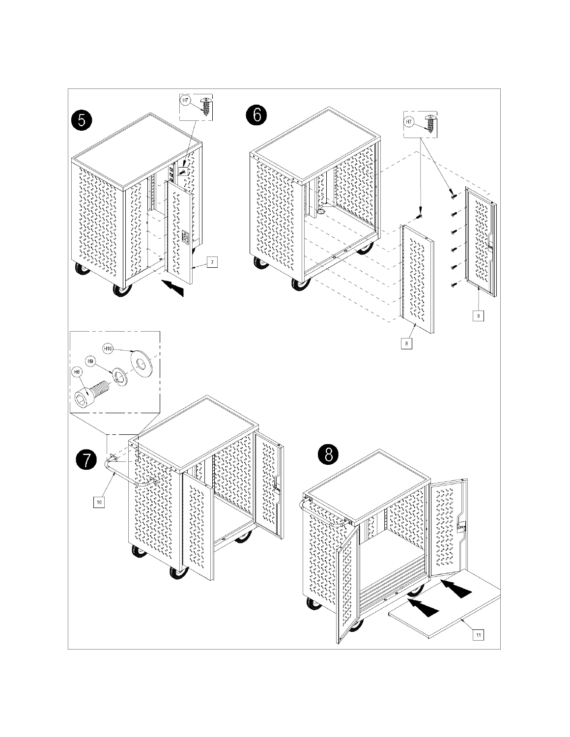5

H7

7

6

H7

9

8

H10

H9

H8

7

10

8

11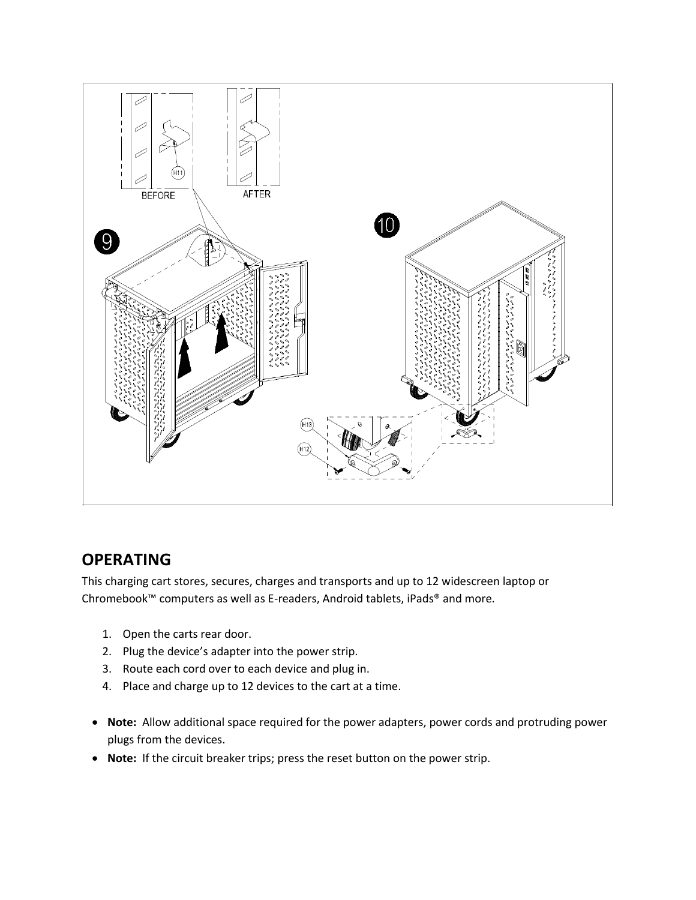## OPERATING

This charging cart stores, secures, charges and transports and up to 12 widescreen laptop or Chromebook™ computers as well as E-readers, Android tablets, iPads® and more.

1. Open the carts rear door.
2. Plug the device's adapter into the power strip.
3. Route each cord over to each device and plug in.
4. Place and charge up to 12 devices to the cart at a time.

- **Note:** Allow additional space required for the power adapters, power cords and protruding power plugs from the devices.
- **Note:** If the circuit breaker trips; press the reset button on the power strip.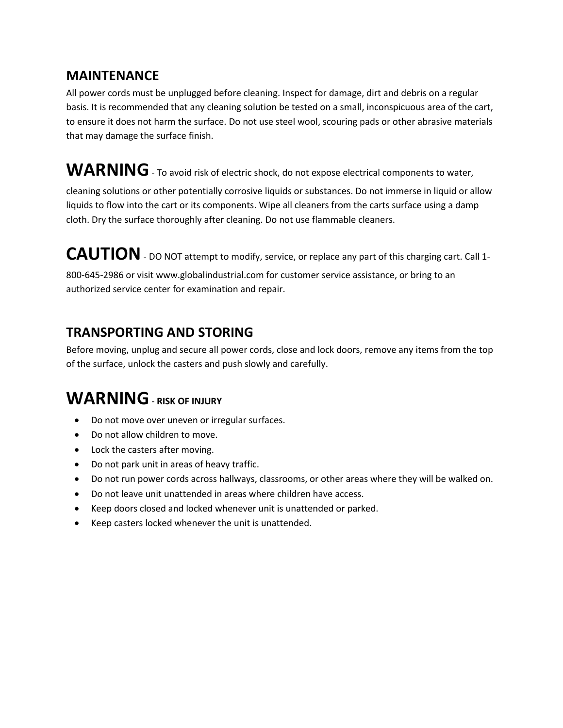## MAINTENANCE

All power cords must be unplugged before cleaning. Inspect for damage, dirt and debris on a regular basis. It is recommended that any cleaning solution be tested on a small, inconspicuous area of the cart, to ensure it does not harm the surface. Do not use steel wool, scouring pads or other abrasive materials that may damage the surface finish.

**WARNING** - To avoid risk of electric shock, do not expose electrical components to water, cleaning solutions or other potentially corrosive liquids or substances. Do not immerse in liquid or allow liquids to flow into the cart or its components. Wipe all cleaners from the carts surface using a damp cloth. Dry the surface thoroughly after cleaning. Do not use flammable cleaners.

**CAUTION** - DO NOT attempt to modify, service, or replace any part of this charging cart. Call 1-800-645-2986 or visit www.globalindustrial.com for customer service assistance, or bring to an authorized service center for examination and repair.

## TRANSPORTING AND STORING

Before moving, unplug and secure all power cords, close and lock doors, remove any items from the top of the surface, unlock the casters and push slowly and carefully.

**WARNING** - **RISK OF INJURY**

- Do not move over uneven or irregular surfaces.
- Do not allow children to move.
- Lock the casters after moving.
- Do not park unit in areas of heavy traffic.
- Do not run power cords across hallways, classrooms, or other areas where they will be walked on.
- Do not leave unit unattended in areas where children have access.
- Keep doors closed and locked whenever unit is unattended or parked.
- Keep casters locked whenever the unit is unattended.